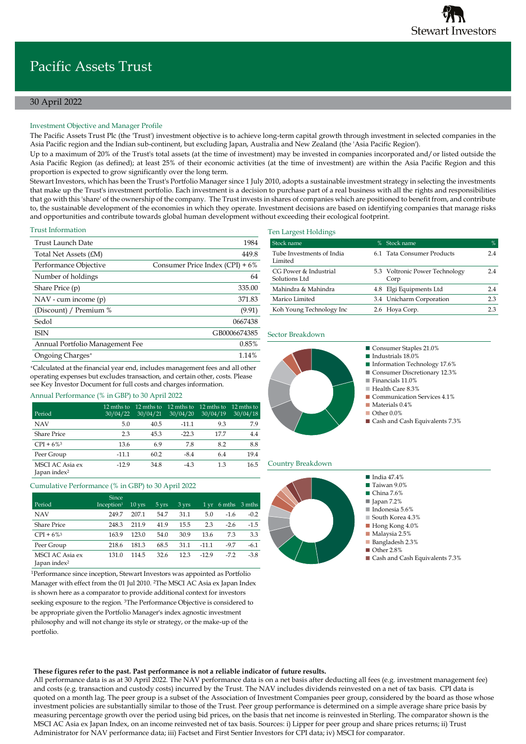Stewart Investors

# Pacific Assets Trust

30 April 2022

## Investment Objective and Manager Profile

The Pacific Assets Trust Plc (the 'Trust') investment objective is to achieve long-term capital growth through investment in selected companies in the Asia Pacific region and the Indian sub-continent, but excluding Japan, Australia and New Zealand (the 'Asia Pacific Region').

Up to a maximum of 20% of the Trust's total assets (at the time of investment) may be invested in companies incorporated and/or listed outside the Asia Pacific Region (as defined); at least 25% of their economic activities (at the time of investment) are within the Asia Pacific Region and this proportion is expected to grow significantly over the long term.

Stewart Investors, which has been the Trust's Portfolio Manager since 1 July 2010, adopts a sustainable investment strategy in selecting the investments that make up the Trust's investment portfolio. Each investment is a decision to purchase part of a real business with all the rights and responsibilities that go with this 'share' of the ownership of the company. The Trust invests in shares of companies which are positioned to benefit from, and contribute to, the sustainable development of the economies in which they operate. Investment decisions are based on identifying companies that manage risks and opportunities and contribute towards global human development without exceeding their ecological footprint.

## Trust Information

| | |
|---|---|
| Trust Launch Date | 1984 |
| Total Net Assets (£M) | 449.8 |
| Performance Objective | Consumer Price Index (CPI) + 6% |
| Number of holdings | 64 |
| Share Price (p) | 335.00 |
| NAV - cum income (p) | 371.83 |
| (Discount) / Premium % | (9.91) |
| Sedol | 0667438 |
| ISIN | GB0006674385 |
| Annual Portfolio Management Fee | 0.85% |
| Ongoing Charges⁺ | 1.14% |

⁺Calculated at the financial year end, includes management fees and all other operating expenses but excludes transaction, and certain other, costs. Please see Key Investor Document for full costs and charges information.

## Annual Performance (% in GBP) to 30 April 2022

| Period | 12 mths to 30/04/22 | 12 mths to 30/04/21 | 12 mths to 30/04/20 | 12 mths to 30/04/19 | 12 mths to 30/04/18 |
|---|---|---|---|---|---|
| NAV | 5.0 | 40.5 | -11.1 | 9.3 | 7.9 |
| Share Price | 2.3 | 45.3 | -22.3 | 17.7 | 4.4 |
| CPI + 6%[3] | 13.6 | 6.9 | 7.8 | 8.2 | 8.8 |
| Peer Group | -11.1 | 60.2 | -8.4 | 6.4 | 19.4 |
| MSCI AC Asia ex Japan index[2] | -12.9 | 34.8 | -4.3 | 1.3 | 16.5 |

## Cumulative Performance (% in GBP) to 30 April 2022

| Period | Since Inception[1] | 10 yrs | 5 yrs | 3 yrs | 1 yr | 6 mths | 3 mths |
|---|---|---|---|---|---|---|---|
| NAV | 249.7 | 207.1 | 54.7 | 31.1 | 5.0 | -1.6 | -0.2 |
| Share Price | 248.3 | 211.9 | 41.9 | 15.5 | 2.3 | -2.6 | -1.5 |
| CPI + 6%[3] | 163.9 | 123.0 | 54.0 | 30.9 | 13.6 | 7.3 | 3.3 |
| Peer Group | 218.6 | 181.3 | 68.5 | 31.1 | -11.1 | -9.7 | -6.1 |
| MSCI AC Asia ex Japan index[2] | 131.0 | 114.5 | 32.6 | 12.3 | -12.9 | -7.2 | -3.8 |

[1]Performance since inception, Stewart Investors was appointed as Portfolio Manager with effect from the 01 Jul 2010. [2]The MSCI AC Asia ex Japan Index is shown here as a comparator to provide additional context for investors seeking exposure to the region. [3]The Performance Objective is considered to be appropriate given the Portfolio Manager's index agnostic investment philosophy and will not change its style or strategy, or the make-up of the portfolio.

## Ten Largest Holdings

| Stock name | % | Stock name | % |
|---|---|---|---|
| Tube Investments of India Limited | 6.1 | Tata Consumer Products | 2.4 |
| CG Power & Industrial Solutions Ltd | 5.3 | Voltronic Power Technology Corp | 2.4 |
| Mahindra & Mahindra | 4.8 | Elgi Equipments Ltd | 2.4 |
| Marico Limited | 3.4 | Unicharm Corporation | 2.3 |
| Koh Young Technology Inc | 2.6 | Hoya Corp. | 2.3 |

## Sector Breakdown

- Consumer Staples 21.0%
- Industrials 18.0%
- Information Technology 17.6%
- Consumer Discretionary 12.3%
- Financials 11.0%
- Health Care 8.3%
- Communication Services 4.1%
- Materials 0.4%
- Other 0.0%
- Cash and Cash Equivalents 7.3%

## Country Breakdown

- India 47.4%
- Taiwan 9.0%
- China 7.6%
- Japan 7.2%
- Indonesia 5.6%
- South Korea 4.3%
- Hong Kong 4.0%
- Malaysia 2.5%
- Bangladesh 2.3%
- Other 2.8%
- Cash and Cash Equivalents 7.3%

**These figures refer to the past. Past performance is not a reliable indicator of future results.**

All performance data is as at 30 April 2022. The NAV performance data is on a net basis after deducting all fees (e.g. investment management fee) and costs (e.g. transaction and custody costs) incurred by the Trust. The NAV includes dividends reinvested on a net of tax basis. CPI data is quoted on a month lag. The peer group is a subset of the Association of Investment Companies peer group, considered by the board as those whose investment policies are substantially similar to those of the Trust. Peer group performance is determined on a simple average share price basis by measuring percentage growth over the period using bid prices, on the basis that net income is reinvested in Sterling. The comparator shown is the MSCI AC Asia ex Japan Index, on an income reinvested net of tax basis. Sources: i) Lipper for peer group and share prices returns; ii) Trust Administrator for NAV performance data; iii) Factset and First Sentier Investors for CPI data; iv) MSCI for comparator.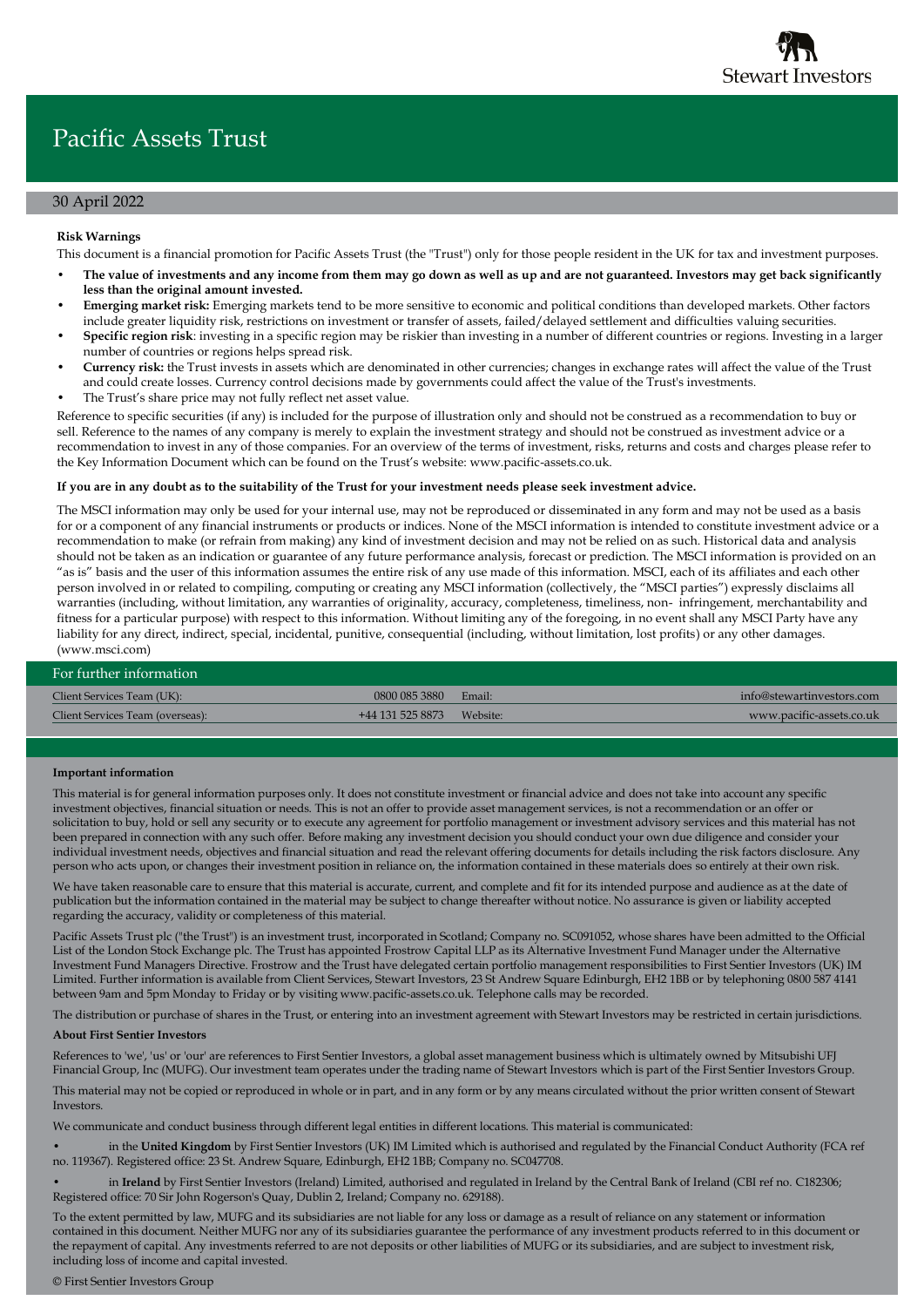Stewart Investors

# Pacific Assets Trust

30 April 2022

### Risk Warnings

This document is a financial promotion for Pacific Assets Trust (the "Trust") only for those people resident in the UK for tax and investment purposes.

- **The value of investments and any income from them may go down as well as up and are not guaranteed. Investors may get back significantly less than the original amount invested.**
- **Emerging market risk:** Emerging markets tend to be more sensitive to economic and political conditions than developed markets. Other factors include greater liquidity risk, restrictions on investment or transfer of assets, failed/delayed settlement and difficulties valuing securities.
- **Specific region risk**: investing in a specific region may be riskier than investing in a number of different countries or regions. Investing in a larger number of countries or regions helps spread risk.
- **Currency risk:** the Trust invests in assets which are denominated in other currencies; changes in exchange rates will affect the value of the Trust and could create losses. Currency control decisions made by governments could affect the value of the Trust's investments.
- The Trust's share price may not fully reflect net asset value.

Reference to specific securities (if any) is included for the purpose of illustration only and should not be construed as a recommendation to buy or sell. Reference to the names of any company is merely to explain the investment strategy and should not be construed as investment advice or a recommendation to invest in any of those companies. For an overview of the terms of investment, risks, returns and costs and charges please refer to the Key Information Document which can be found on the Trust's website: www.pacific-assets.co.uk.

**If you are in any doubt as to the suitability of the Trust for your investment needs please seek investment advice.**

The MSCI information may only be used for your internal use, may not be reproduced or disseminated in any form and may not be used as a basis for or a component of any financial instruments or products or indices. None of the MSCI information is intended to constitute investment advice or a recommendation to make (or refrain from making) any kind of investment decision and may not be relied on as such. Historical data and analysis should not be taken as an indication or guarantee of any future performance analysis, forecast or prediction. The MSCI information is provided on an "as is" basis and the user of this information assumes the entire risk of any use made of this information. MSCI, each of its affiliates and each other person involved in or related to compiling, computing or creating any MSCI information (collectively, the "MSCI parties") expressly disclaims all warranties (including, without limitation, any warranties of originality, accuracy, completeness, timeliness, non- infringement, merchantability and fitness for a particular purpose) with respect to this information. Without limiting any of the foregoing, in no event shall any MSCI Party have any liability for any direct, indirect, special, incidental, punitive, consequential (including, without limitation, lost profits) or any other damages. (www.msci.com)

## For further information

| | | | |
|---|---|---|---|
| Client Services Team (UK): | 0800 085 3880 | Email: | info@stewartinvestors.com |
| Client Services Team (overseas): | +44 131 525 8873 | Website: | www.pacific-assets.co.uk |

### Important information

This material is for general information purposes only. It does not constitute investment or financial advice and does not take into account any specific investment objectives, financial situation or needs. This is not an offer to provide asset management services, is not a recommendation or an offer or solicitation to buy, hold or sell any security or to execute any agreement for portfolio management or investment advisory services and this material has not been prepared in connection with any such offer. Before making any investment decision you should conduct your own due diligence and consider your individual investment needs, objectives and financial situation and read the relevant offering documents for details including the risk factors disclosure. Any person who acts upon, or changes their investment position in reliance on, the information contained in these materials does so entirely at their own risk.

We have taken reasonable care to ensure that this material is accurate, current, and complete and fit for its intended purpose and audience as at the date of publication but the information contained in the material may be subject to change thereafter without notice. No assurance is given or liability accepted regarding the accuracy, validity or completeness of this material.

Pacific Assets Trust plc ("the Trust") is an investment trust, incorporated in Scotland; Company no. SC091052, whose shares have been admitted to the Official List of the London Stock Exchange plc. The Trust has appointed Frostrow Capital LLP as its Alternative Investment Fund Manager under the Alternative Investment Fund Managers Directive. Frostrow and the Trust have delegated certain portfolio management responsibilities to First Sentier Investors (UK) IM Limited. Further information is available from Client Services, Stewart Investors, 23 St Andrew Square Edinburgh, EH2 1BB or by telephoning 0800 587 4141 between 9am and 5pm Monday to Friday or by visiting www.pacific-assets.co.uk. Telephone calls may be recorded.

The distribution or purchase of shares in the Trust, or entering into an investment agreement with Stewart Investors may be restricted in certain jurisdictions.

### About First Sentier Investors

References to 'we', 'us' or 'our' are references to First Sentier Investors, a global asset management business which is ultimately owned by Mitsubishi UFJ Financial Group, Inc (MUFG). Our investment team operates under the trading name of Stewart Investors which is part of the First Sentier Investors Group.

This material may not be copied or reproduced in whole or in part, and in any form or by any means circulated without the prior written consent of Stewart Investors.

We communicate and conduct business through different legal entities in different locations. This material is communicated:

- in the **United Kingdom** by First Sentier Investors (UK) IM Limited which is authorised and regulated by the Financial Conduct Authority (FCA ref no. 119367). Registered office: 23 St. Andrew Square, Edinburgh, EH2 1BB; Company no. SC047708.
- in **Ireland** by First Sentier Investors (Ireland) Limited, authorised and regulated in Ireland by the Central Bank of Ireland (CBI ref no. C182306; Registered office: 70 Sir John Rogerson's Quay, Dublin 2, Ireland; Company no. 629188).

To the extent permitted by law, MUFG and its subsidiaries are not liable for any loss or damage as a result of reliance on any statement or information contained in this document. Neither MUFG nor any of its subsidiaries guarantee the performance of any investment products referred to in this document or the repayment of capital. Any investments referred to are not deposits or other liabilities of MUFG or its subsidiaries, and are subject to investment risk, including loss of income and capital invested.

© First Sentier Investors Group